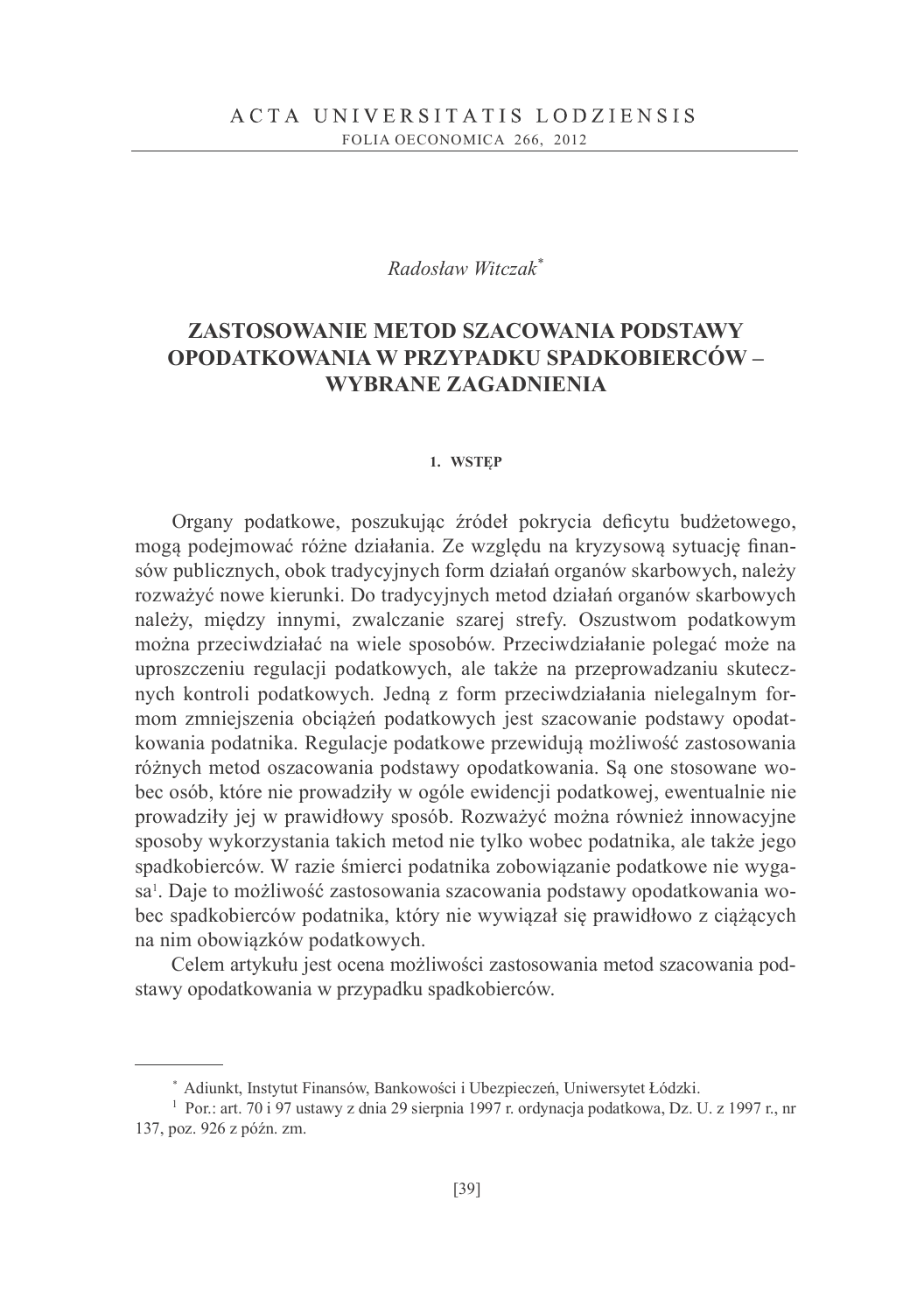*Radosław Witczak*[*]

# ZASTOSOWANIE METOD SZACOWANIA PODSTAWY OPODATKOWANIA W PRZYPADKU SPADKOBIERCÓW – WYBRANE ZAGADNIENIA

## 1. WSTĘP

Organy podatkowe, poszukując źródeł pokrycia deficytu budżetowego, mogą podejmować różne działania. Ze względu na kryzysową sytuację finansów publicznych, obok tradycyjnych form działań organów skarbowych, należy rozważyć nowe kierunki. Do tradycyjnych metod działań organów skarbowych należy, między innymi, zwalczanie szarej strefy. Oszustwom podatkowym można przeciwdziałać na wiele sposobów. Przeciwdziałanie polegać może na uproszczeniu regulacji podatkowych, ale także na przeprowadzaniu skutecznych kontroli podatkowych. Jedną z form przeciwdziałania nielegalnym formom zmniejszenia obciążeń podatkowych jest szacowanie podstawy opodatkowania podatnika. Regulacje podatkowe przewidują możliwość zastosowania różnych metod oszacowania podstawy opodatkowania. Są one stosowane wobec osób, które nie prowadziły w ogóle ewidencji podatkowej, ewentualnie nie prowadziły jej w prawidłowy sposób. Rozważyć można również innowacyjne sposoby wykorzystania takich metod nie tylko wobec podatnika, ale także jego spadkobierców. W razie śmierci podatnika zobowiązanie podatkowe nie wygasa[1]. Daje to możliwość zastosowania szacowania podstawy opodatkowania wobec spadkobierców podatnika, który nie wywiązał się prawidłowo z ciążących na nim obowiązków podatkowych.

Celem artykułu jest ocena możliwości zastosowania metod szacowania podstawy opodatkowania w przypadku spadkobierców.

---

[*] Adiunkt, Instytut Finansów, Bankowości i Ubezpieczeń, Uniwersytet Łódzki.

[1] Por.: art. 70 i 97 ustawy z dnia 29 sierpnia 1997 r. ordynacja podatkowa, Dz. U. z 1997 r., nr 137, poz. 926 z późn. zm.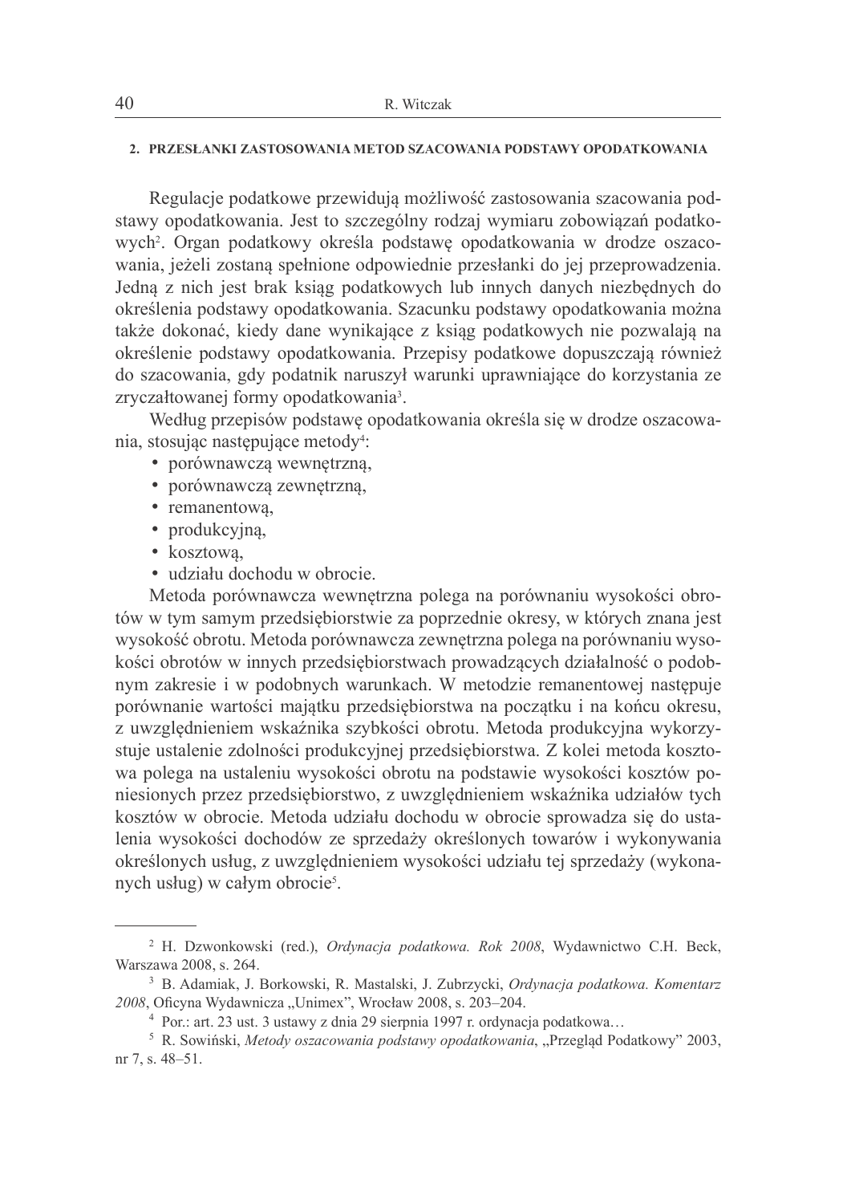## 2. PRZESŁANKI ZASTOSOWANIA METOD SZACOWANIA PODSTAWY OPODATKOWANIA

Regulacje podatkowe przewidują możliwość zastosowania szacowania podstawy opodatkowania. Jest to szczególny rodzaj wymiaru zobowiązań podatkowych[2]. Organ podatkowy określa podstawę opodatkowania w drodze oszacowania, jeżeli zostaną spełnione odpowiednie przesłanki do jej przeprowadzenia. Jedną z nich jest brak ksiąg podatkowych lub innych danych niezbędnych do określenia podstawy opodatkowania. Szacunku podstawy opodatkowania można także dokonać, kiedy dane wynikające z ksiąg podatkowych nie pozwalają na określenie podstawy opodatkowania. Przepisy podatkowe dopuszczają również do szacowania, gdy podatnik naruszył warunki uprawniające do korzystania ze zryczałtowanej formy opodatkowania[3].

Według przepisów podstawę opodatkowania określa się w drodze oszacowania, stosując następujące metody[4]:

- porównawczą wewnętrzną,
- porównawczą zewnętrzną,
- remanentową,
- produkcyjną,
- kosztową,
- udziału dochodu w obrocie.

Metoda porównawcza wewnętrzna polega na porównaniu wysokości obrotów w tym samym przedsiębiorstwie za poprzednie okresy, w których znana jest wysokość obrotu. Metoda porównawcza zewnętrzna polega na porównaniu wysokości obrotów w innych przedsiębiorstwach prowadzących działalność o podobnym zakresie i w podobnych warunkach. W metodzie remanentowej następuje porównanie wartości majątku przedsiębiorstwa na początku i na końcu okresu, z uwzględnieniem wskaźnika szybkości obrotu. Metoda produkcyjna wykorzystuje ustalenie zdolności produkcyjnej przedsiębiorstwa. Z kolei metoda kosztowa polega na ustaleniu wysokości obrotu na podstawie wysokości kosztów poniesionych przez przedsiębiorstwo, z uwzględnieniem wskaźnika udziałów tych kosztów w obrocie. Metoda udziału dochodu w obrocie sprowadza się do ustalenia wysokości dochodów ze sprzedaży określonych towarów i wykonywania określonych usług, z uwzględnieniem wysokości udziału tej sprzedaży (wykonanych usług) w całym obrocie[5].

---

[2] H. Dzwonkowski (red.), *Ordynacja podatkowa. Rok 2008*, Wydawnictwo C.H. Beck, Warszawa 2008, s. 264.

[3] B. Adamiak, J. Borkowski, R. Mastalski, J. Zubrzycki, *Ordynacja podatkowa. Komentarz 2008*, Oficyna Wydawnicza „Unimex", Wrocław 2008, s. 203–204.

[4] Por.: art. 23 ust. 3 ustawy z dnia 29 sierpnia 1997 r. ordynacja podatkowa…

[5] R. Sowiński, *Metody oszacowania podstawy opodatkowania*, „Przegląd Podatkowy" 2003, nr 7, s. 48–51.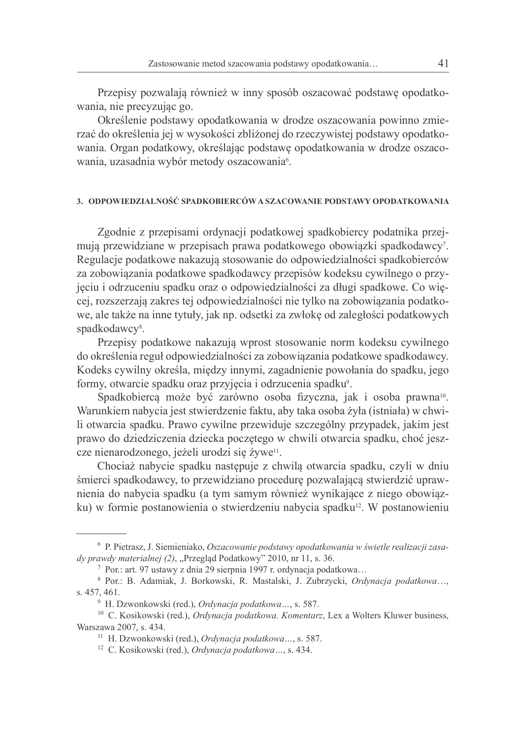Przepisy pozwalają również w inny sposób oszacować podstawę opodatkowania, nie precyzując go.

Określenie podstawy opodatkowania w drodze oszacowania powinno zmierzać do określenia jej w wysokości zbliżonej do rzeczywistej podstawy opodatkowania. Organ podatkowy, określając podstawę opodatkowania w drodze oszacowania, uzasadnia wybór metody oszacowania[6].

## 3. ODPOWIEDZIALNOŚĆ SPADKOBIERCÓW A SZACOWANIE PODSTAWY OPODATKOWANIA

Zgodnie z przepisami ordynacji podatkowej spadkobiercy podatnika przejmują przewidziane w przepisach prawa podatkowego obowiązki spadkodawcy[7]. Regulacje podatkowe nakazują stosowanie do odpowiedzialności spadkobierców za zobowiązania podatkowe spadkodawcy przepisów kodeksu cywilnego o przyjęciu i odrzuceniu spadku oraz o odpowiedzialności za długi spadkowe. Co więcej, rozszerzają zakres tej odpowiedzialności nie tylko na zobowiązania podatkowe, ale także na inne tytuły, jak np. odsetki za zwłokę od zaległości podatkowych spadkodawcy[8].

Przepisy podatkowe nakazują wprost stosowanie norm kodeksu cywilnego do określenia reguł odpowiedzialności za zobowiązania podatkowe spadkodawcy. Kodeks cywilny określa, między innymi, zagadnienie powołania do spadku, jego formy, otwarcie spadku oraz przyjęcia i odrzucenia spadku[9].

Spadkobiercą może być zarówno osoba fizyczna, jak i osoba prawna[10]. Warunkiem nabycia jest stwierdzenie faktu, aby taka osoba żyła (istniała) w chwili otwarcia spadku. Prawo cywilne przewiduje szczególny przypadek, jakim jest prawo do dziedziczenia dziecka poczętego w chwili otwarcia spadku, choć jeszcze nienarodzonego, jeżeli urodzi się żywe[11].

Chociaż nabycie spadku następuje z chwilą otwarcia spadku, czyli w dniu śmierci spadkodawcy, to przewidziano procedurę pozwalającą stwierdzić uprawnienia do nabycia spadku (a tym samym również wynikające z niego obowiązku) w formie postanowienia o stwierdzeniu nabycia spadku[12]. W postanowieniu

---

[6] P. Pietrasz, J. Siemieniako, *Oszacowanie podstawy opodatkowania w świetle realizacji zasady prawdy materialnej (2)*, „Przegląd Podatkowy" 2010, nr 11, s. 36.

[7] Por.: art. 97 ustawy z dnia 29 sierpnia 1997 r. ordynacja podatkowa…

[8] Por.: B. Adamiak, J. Borkowski, R. Mastalski, J. Zubrzycki, *Ordynacja podatkowa…*, s. 457, 461.

[9] H. Dzwonkowski (red.), *Ordynacja podatkowa…*, s. 587.

[10] C. Kosikowski (red.), *Ordynacja podatkowa. Komentarz*, Lex a Wolters Kluwer business, Warszawa 2007, s. 434.

[11] H. Dzwonkowski (red.), *Ordynacja podatkowa…*, s. 587.

[12] C. Kosikowski (red.), *Ordynacja podatkowa…*, s. 434.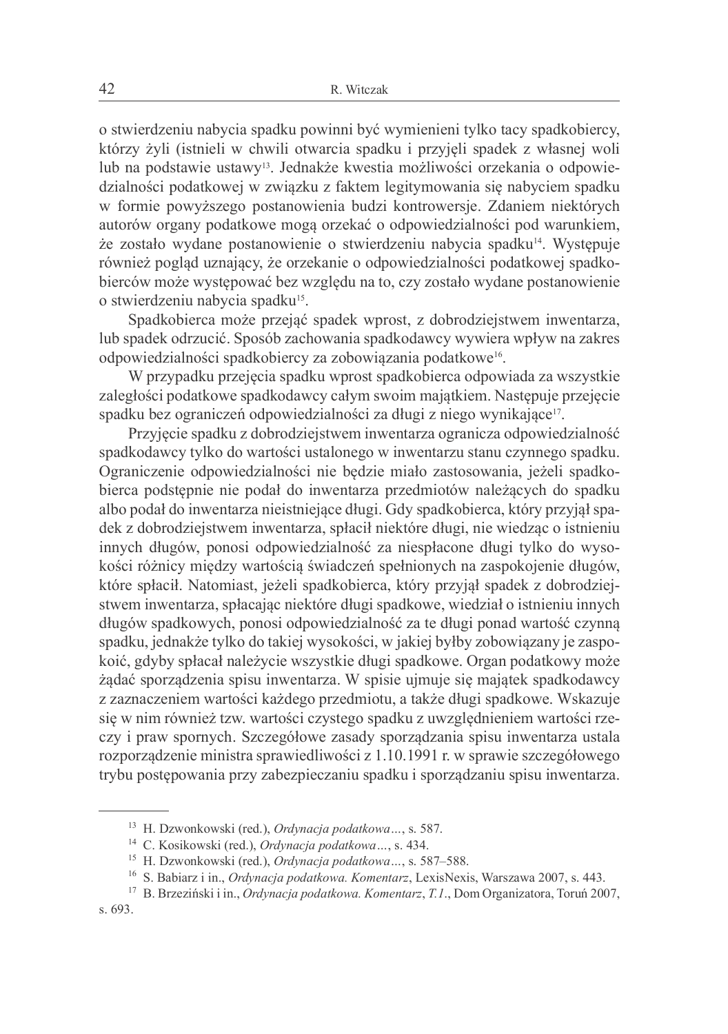o stwierdzeniu nabycia spadku powinni być wymienieni tylko tacy spadkobiercy, którzy żyli (istnieli w chwili otwarcia spadku i przyjęli spadek z własnej woli lub na podstawie ustawy[13]. Jednakże kwestia możliwości orzekania o odpowiedzialności podatkowej w związku z faktem legitymowania się nabyciem spadku w formie powyższego postanowienia budzi kontrowersje. Zdaniem niektórych autorów organy podatkowe mogą orzekać o odpowiedzialności pod warunkiem, że zostało wydane postanowienie o stwierdzeniu nabycia spadku[14]. Występuje również pogląd uznający, że orzekanie o odpowiedzialności podatkowej spadkobierców może występować bez względu na to, czy zostało wydane postanowienie o stwierdzeniu nabycia spadku[15].

Spadkobierca może przejąć spadek wprost, z dobrodziejstwem inwentarza, lub spadek odrzucić. Sposób zachowania spadkodawcy wywiera wpływ na zakres odpowiedzialności spadkobiercy za zobowiązania podatkowe[16].

W przypadku przejęcia spadku wprost spadkobierca odpowiada za wszystkie zaległości podatkowe spadkodawcy całym swoim majątkiem. Następuje przejęcie spadku bez ograniczeń odpowiedzialności za długi z niego wynikające[17].

Przyjęcie spadku z dobrodziejstwem inwentarza ogranicza odpowiedzialność spadkodawcy tylko do wartości ustalonego w inwentarzu stanu czynnego spadku. Ograniczenie odpowiedzialności nie będzie miało zastosowania, jeżeli spadkobierca podstępnie nie podał do inwentarza przedmiotów należących do spadku albo podał do inwentarza nieistniejące długi. Gdy spadkobierca, który przyjął spadek z dobrodziejstwem inwentarza, spłacił niektóre długi, nie wiedząc o istnieniu innych długów, ponosi odpowiedzialność za niespłacone długi tylko do wysokości różnicy między wartością świadczeń spełnionych na zaspokojenie długów, które spłacił. Natomiast, jeżeli spadkobierca, który przyjął spadek z dobrodziejstwem inwentarza, spłacając niektóre długi spadkowe, wiedział o istnieniu innych długów spadkowych, ponosi odpowiedzialność za te długi ponad wartość czynną spadku, jednakże tylko do takiej wysokości, w jakiej byłby zobowiązany je zaspokoić, gdyby spłacał należycie wszystkie długi spadkowe. Organ podatkowy może żądać sporządzenia spisu inwentarza. W spisie ujmuje się majątek spadkodawcy z zaznaczeniem wartości każdego przedmiotu, a także długi spadkowe. Wskazuje się w nim również tzw. wartości czystego spadku z uwzględnieniem wartości rzeczy i praw spornych. Szczegółowe zasady sporządzania spisu inwentarza ustala rozporządzenie ministra sprawiedliwości z 1.10.1991 r. w sprawie szczegółowego trybu postępowania przy zabezpieczaniu spadku i sporządzaniu spisu inwentarza.

---

[13] H. Dzwonkowski (red.), *Ordynacja podatkowa…*, s. 587.

[14] C. Kosikowski (red.), *Ordynacja podatkowa…*, s. 434.

[15] H. Dzwonkowski (red.), *Ordynacja podatkowa…*, s. 587–588.

[16] S. Babiarz i in., *Ordynacja podatkowa. Komentarz*, LexisNexis, Warszawa 2007, s. 443.

[17] B. Brzeziński i in., *Ordynacja podatkowa. Komentarz*, *T.1*., Dom Organizatora, Toruń 2007, s. 693.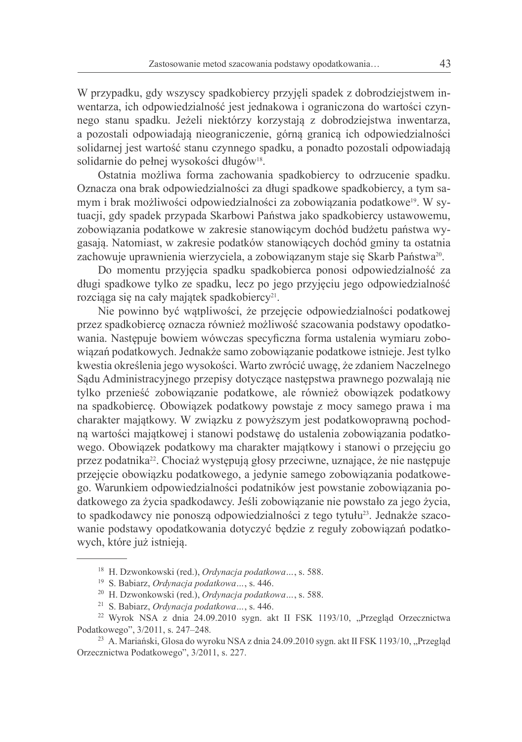W przypadku, gdy wszyscy spadkobiercy przyjęli spadek z dobrodziejstwem inwentarza, ich odpowiedzialność jest jednakowa i ograniczona do wartości czynnego stanu spadku. Jeżeli niektórzy korzystają z dobrodziejstwa inwentarza, a pozostali odpowiadają nieograniczenie, górną granicą ich odpowiedzialności solidarnej jest wartość stanu czynnego spadku, a ponadto pozostali odpowiadają solidarnie do pełnej wysokości długów[18].

Ostatnia możliwa forma zachowania spadkobiercy to odrzucenie spadku. Oznacza ona brak odpowiedzialności za długi spadkowe spadkobiercy, a tym samym i brak możliwości odpowiedzialności za zobowiązania podatkowe[19]. W sytuacji, gdy spadek przypada Skarbowi Państwa jako spadkobiercy ustawowemu, zobowiązania podatkowe w zakresie stanowiącym dochód budżetu państwa wygasają. Natomiast, w zakresie podatków stanowiących dochód gminy ta ostatnia zachowuje uprawnienia wierzyciela, a zobowiązanym staje się Skarb Państwa[20].

Do momentu przyjęcia spadku spadkobierca ponosi odpowiedzialność za długi spadkowe tylko ze spadku, lecz po jego przyjęciu jego odpowiedzialność rozciąga się na cały majątek spadkobiercy[21].

Nie powinno być wątpliwości, że przejęcie odpowiedzialności podatkowej przez spadkobiercę oznacza również możliwość szacowania podstawy opodatkowania. Następuje bowiem wówczas specyficzna forma ustalenia wymiaru zobowiązań podatkowych. Jednakże samo zobowiązanie podatkowe istnieje. Jest tylko kwestia określenia jego wysokości. Warto zwrócić uwagę, że zdaniem Naczelnego Sądu Administracyjnego przepisy dotyczące następstwa prawnego pozwalają nie tylko przenieść zobowiązanie podatkowe, ale również obowiązek podatkowy na spadkobiercę. Obowiązek podatkowy powstaje z mocy samego prawa i ma charakter majątkowy. W związku z powyższym jest podatkowoprawną pochodną wartości majątkowej i stanowi podstawę do ustalenia zobowiązania podatkowego. Obowiązek podatkowy ma charakter majątkowy i stanowi o przejęciu go przez podatnika[22]. Chociaż występują głosy przeciwne, uznające, że nie następuje przejęcie obowiązku podatkowego, a jedynie samego zobowiązania podatkowego. Warunkiem odpowiedzialności podatników jest powstanie zobowiązania podatkowego za życia spadkodawcy. Jeśli zobowiązanie nie powstało za jego życia, to spadkodawcy nie ponoszą odpowiedzialności z tego tytułu[23]. Jednakże szacowanie podstawy opodatkowania dotyczyć będzie z reguły zobowiązań podatkowych, które już istnieją.

---

[18] H. Dzwonkowski (red.), *Ordynacja podatkowa…*, s. 588.

[19] S. Babiarz, *Ordynacja podatkowa…*, s. 446.

[20] H. Dzwonkowski (red.), *Ordynacja podatkowa…*, s. 588.

[21] S. Babiarz, *Ordynacja podatkowa…*, s. 446.

[22] Wyrok NSA z dnia 24.09.2010 sygn. akt II FSK 1193/10, „Przegląd Orzecznictwa Podatkowego", 3/2011, s. 247–248.

[23] A. Mariański, Glosa do wyroku NSA z dnia 24.09.2010 sygn. akt II FSK 1193/10, „Przegląd Orzecznictwa Podatkowego", 3/2011, s. 227.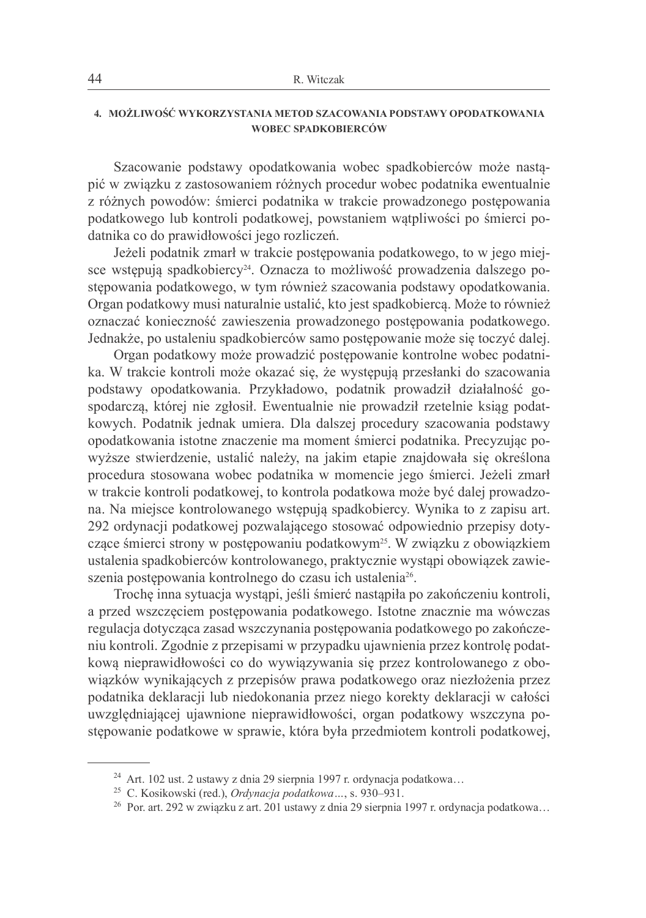## 4. MOŻLIWOŚĆ WYKORZYSTANIA METOD SZACOWANIA PODSTAWY OPODATKOWANIA WOBEC SPADKOBIERCÓW

Szacowanie podstawy opodatkowania wobec spadkobierców może nastąpić w związku z zastosowaniem różnych procedur wobec podatnika ewentualnie z różnych powodów: śmierci podatnika w trakcie prowadzonego postępowania podatkowego lub kontroli podatkowej, powstaniem wątpliwości po śmierci podatnika co do prawidłowości jego rozliczeń.

Jeżeli podatnik zmarł w trakcie postępowania podatkowego, to w jego miejsce wstępują spadkobiercy[24]. Oznacza to możliwość prowadzenia dalszego postępowania podatkowego, w tym również szacowania podstawy opodatkowania. Organ podatkowy musi naturalnie ustalić, kto jest spadkobiercą. Może to również oznaczać konieczność zawieszenia prowadzonego postępowania podatkowego. Jednakże, po ustaleniu spadkobierców samo postępowanie może się toczyć dalej.

Organ podatkowy może prowadzić postępowanie kontrolne wobec podatnika. W trakcie kontroli może okazać się, że występują przesłanki do szacowania podstawy opodatkowania. Przykładowo, podatnik prowadził działalność gospodarczą, której nie zgłosił. Ewentualnie nie prowadził rzetelnie ksiąg podatkowych. Podatnik jednak umiera. Dla dalszej procedury szacowania podstawy opodatkowania istotne znaczenie ma moment śmierci podatnika. Precyzując powyższe stwierdzenie, ustalić należy, na jakim etapie znajdowała się określona procedura stosowana wobec podatnika w momencie jego śmierci. Jeżeli zmarł w trakcie kontroli podatkowej, to kontrola podatkowa może być dalej prowadzona. Na miejsce kontrolowanego wstępują spadkobiercy. Wynika to z zapisu art. 292 ordynacji podatkowej pozwalającego stosować odpowiednio przepisy dotyczące śmierci strony w postępowaniu podatkowym[25]. W związku z obowiązkiem ustalenia spadkobierców kontrolowanego, praktycznie wystąpi obowiązek zawieszenia postępowania kontrolnego do czasu ich ustalenia[26].

Trochę inna sytuacja wystąpi, jeśli śmierć nastąpiła po zakończeniu kontroli, a przed wszczęciem postępowania podatkowego. Istotne znacznie ma wówczas regulacja dotycząca zasad wszczynania postępowania podatkowego po zakończeniu kontroli. Zgodnie z przepisami w przypadku ujawnienia przez kontrolę podatkową nieprawidłowości co do wywiązywania się przez kontrolowanego z obowiązków wynikających z przepisów prawa podatkowego oraz niezłożenia przez podatnika deklaracji lub niedokonania przez niego korekty deklaracji w całości uwzględniającej ujawnione nieprawidłowości, organ podatkowy wszczyna postępowanie podatkowe w sprawie, która była przedmiotem kontroli podatkowej,

---

[24] Art. 102 ust. 2 ustawy z dnia 29 sierpnia 1997 r. ordynacja podatkowa…

[25] C. Kosikowski (red.), *Ordynacja podatkowa*…, s. 930–931.

[26] Por. art. 292 w związku z art. 201 ustawy z dnia 29 sierpnia 1997 r. ordynacja podatkowa…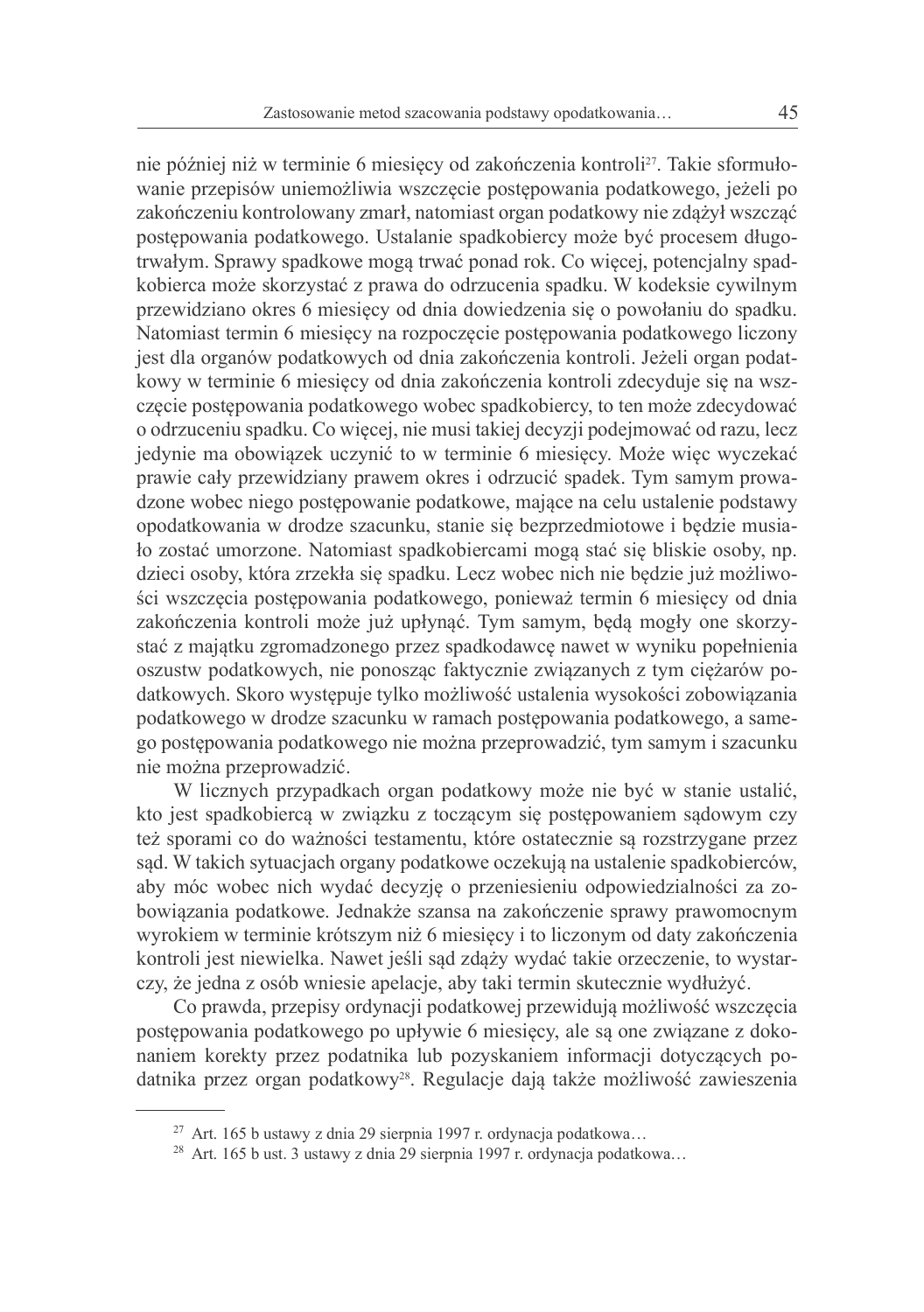nie później niż w terminie 6 miesięcy od zakończenia kontroli[27]. Takie sformułowanie przepisów uniemożliwia wszczęcie postępowania podatkowego, jeżeli po zakończeniu kontrolowany zmarł, natomiast organ podatkowy nie zdążył wszcząć postępowania podatkowego. Ustalanie spadkobiercy może być procesem długotrwałym. Sprawy spadkowe mogą trwać ponad rok. Co więcej, potencjalny spadkobierca może skorzystać z prawa do odrzucenia spadku. W kodeksie cywilnym przewidziano okres 6 miesięcy od dnia dowiedzenia się o powołaniu do spadku. Natomiast termin 6 miesięcy na rozpoczęcie postępowania podatkowego liczony jest dla organów podatkowych od dnia zakończenia kontroli. Jeżeli organ podatkowy w terminie 6 miesięcy od dnia zakończenia kontroli zdecyduje się na wszczęcie postępowania podatkowego wobec spadkobiercy, to ten może zdecydować o odrzuceniu spadku. Co więcej, nie musi takiej decyzji podejmować od razu, lecz jedynie ma obowiązek uczynić to w terminie 6 miesięcy. Może więc wyczekać prawie cały przewidziany prawem okres i odrzucić spadek. Tym samym prowadzone wobec niego postępowanie podatkowe, mające na celu ustalenie podstawy opodatkowania w drodze szacunku, stanie się bezprzedmiotowe i będzie musiało zostać umorzone. Natomiast spadkobiercami mogą stać się bliskie osoby, np. dzieci osoby, która zrzekła się spadku. Lecz wobec nich nie będzie już możliwości wszczęcia postępowania podatkowego, ponieważ termin 6 miesięcy od dnia zakończenia kontroli może już upłynąć. Tym samym, będą mogły one skorzystać z majątku zgromadzonego przez spadkodawcę nawet w wyniku popełnienia oszustw podatkowych, nie ponosząc faktycznie związanych z tym ciężarów podatkowych. Skoro występuje tylko możliwość ustalenia wysokości zobowiązania podatkowego w drodze szacunku w ramach postępowania podatkowego, a samego postępowania podatkowego nie można przeprowadzić, tym samym i szacunku nie można przeprowadzić.

W licznych przypadkach organ podatkowy może nie być w stanie ustalić, kto jest spadkobiercą w związku z toczącym się postępowaniem sądowym czy też sporami co do ważności testamentu, które ostatecznie są rozstrzygane przez sąd. W takich sytuacjach organy podatkowe oczekują na ustalenie spadkobierców, aby móc wobec nich wydać decyzję o przeniesieniu odpowiedzialności za zobowiązania podatkowe. Jednakże szansa na zakończenie sprawy prawomocnym wyrokiem w terminie krótszym niż 6 miesięcy i to liczonym od daty zakończenia kontroli jest niewielka. Nawet jeśli sąd zdąży wydać takie orzeczenie, to wystarczy, że jedna z osób wniesie apelacje, aby taki termin skutecznie wydłużyć.

Co prawda, przepisy ordynacji podatkowej przewidują możliwość wszczęcia postępowania podatkowego po upływie 6 miesięcy, ale są one związane z dokonaniem korekty przez podatnika lub pozyskaniem informacji dotyczących podatnika przez organ podatkowy[28]. Regulacje dają także możliwość zawieszenia

---

[27] Art. 165 b ustawy z dnia 29 sierpnia 1997 r. ordynacja podatkowa…

[28] Art. 165 b ust. 3 ustawy z dnia 29 sierpnia 1997 r. ordynacja podatkowa…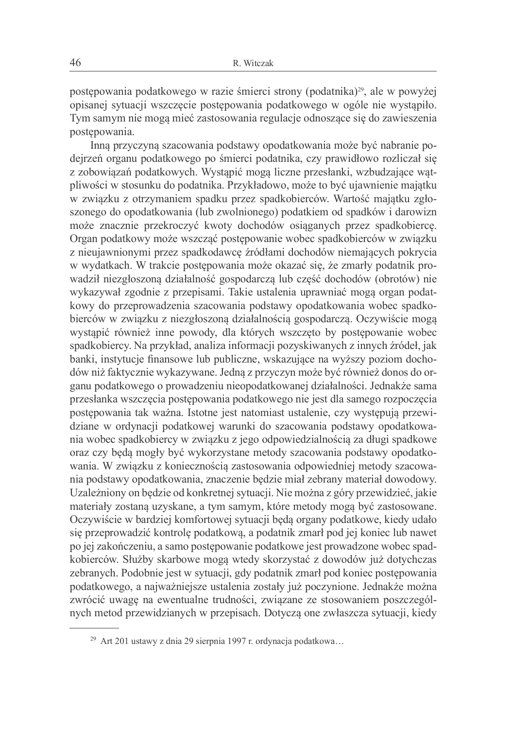postępowania podatkowego w razie śmierci strony (podatnika)[29], ale w powyżej opisanej sytuacji wszczęcie postępowania podatkowego w ogóle nie wystąpiło. Tym samym nie mogą mieć zastosowania regulacje odnoszące się do zawieszenia postępowania.

Inną przyczyną szacowania podstawy opodatkowania może być nabranie podejrzeń organu podatkowego po śmierci podatnika, czy prawidłowo rozliczał się z zobowiązań podatkowych. Wystąpić mogą liczne przesłanki, wzbudzające wątpliwości w stosunku do podatnika. Przykładowo, może to być ujawnienie majątku w związku z otrzymaniem spadku przez spadkobierców. Wartość majątku zgłoszonego do opodatkowania (lub zwolnionego) podatkiem od spadków i darowizn może znacznie przekroczyć kwoty dochodów osiąganych przez spadkobiercę. Organ podatkowy może wszcząć postępowanie wobec spadkobierców w związku z nieujawnionymi przez spadkodawcę źródłami dochodów niemających pokrycia w wydatkach. W trakcie postępowania może okazać się, że zmarły podatnik prowadził niezgłoszoną działalność gospodarczą lub część dochodów (obrotów) nie wykazywał zgodnie z przepisami. Takie ustalenia uprawniać mogą organ podatkowy do przeprowadzenia szacowania podstawy opodatkowania wobec spadkobierców w związku z niezgłoszoną działalnością gospodarczą. Oczywiście mogą wystąpić również inne powody, dla których wszczęto by postępowanie wobec spadkobiercy. Na przykład, analiza informacji pozyskiwanych z innych źródeł, jak banki, instytucje finansowe lub publiczne, wskazujące na wyższy poziom dochodów niż faktycznie wykazywane. Jedną z przyczyn może być również donos do organu podatkowego o prowadzeniu nieopodatkowanej działalności. Jednakże sama przesłanka wszczęcia postępowania podatkowego nie jest dla samego rozpoczęcia postępowania tak ważna. Istotne jest natomiast ustalenie, czy występują przewidziane w ordynacji podatkowej warunki do szacowania podstawy opodatkowania wobec spadkobiercy w związku z jego odpowiedzialnością za długi spadkowe oraz czy będą mogły być wykorzystane metody szacowania podstawy opodatkowania. W związku z koniecznością zastosowania odpowiedniej metody szacowania podstawy opodatkowania, znaczenie będzie miał zebrany materiał dowodowy. Uzależniony on będzie od konkretnej sytuacji. Nie można z góry przewidzieć, jakie materiały zostaną uzyskane, a tym samym, które metody mogą być zastosowane. Oczywiście w bardziej komfortowej sytuacji będą organy podatkowe, kiedy udało się przeprowadzić kontrolę podatkową, a podatnik zmarł pod jej koniec lub nawet po jej zakończeniu, a samo postępowanie podatkowe jest prowadzone wobec spadkobierców. Służby skarbowe mogą wtedy skorzystać z dowodów już dotychczas zebranych. Podobnie jest w sytuacji, gdy podatnik zmarł pod koniec postępowania podatkowego, a najważniejsze ustalenia zostały już poczynione. Jednakże można zwrócić uwagę na ewentualne trudności, związane ze stosowaniem poszczególnych metod przewidzianych w przepisach. Dotyczą one zwłaszcza sytuacji, kiedy

---

[29] Art 201 ustawy z dnia 29 sierpnia 1997 r. ordynacja podatkowa…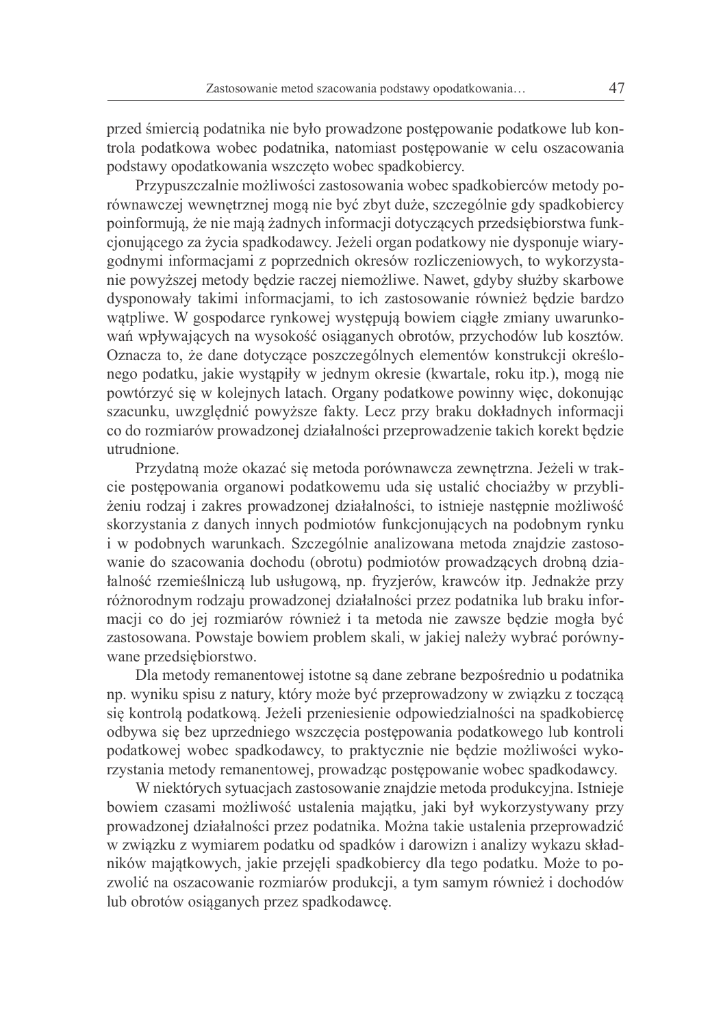przed śmiercią podatnika nie było prowadzone postępowanie podatkowe lub kontrola podatkowa wobec podatnika, natomiast postępowanie w celu oszacowania podstawy opodatkowania wszczęto wobec spadkobiercy.

Przypuszczalnie możliwości zastosowania wobec spadkobierców metody porównawczej wewnętrznej mogą nie być zbyt duże, szczególnie gdy spadkobiercy poinformują, że nie mają żadnych informacji dotyczących przedsiębiorstwa funkcjonującego za życia spadkodawcy. Jeżeli organ podatkowy nie dysponuje wiarygodnymi informacjami z poprzednich okresów rozliczeniowych, to wykorzystanie powyższej metody będzie raczej niemożliwe. Nawet, gdyby służby skarbowe dysponowały takimi informacjami, to ich zastosowanie również będzie bardzo wątpliwe. W gospodarce rynkowej występują bowiem ciągłe zmiany uwarunkowań wpływających na wysokość osiąganych obrotów, przychodów lub kosztów. Oznacza to, że dane dotyczące poszczególnych elementów konstrukcji określonego podatku, jakie wystąpiły w jednym okresie (kwartale, roku itp.), mogą nie powtórzyć się w kolejnych latach. Organy podatkowe powinny więc, dokonując szacunku, uwzględnić powyższe fakty. Lecz przy braku dokładnych informacji co do rozmiarów prowadzonej działalności przeprowadzenie takich korekt będzie utrudnione.

Przydatną może okazać się metoda porównawcza zewnętrzna. Jeżeli w trakcie postępowania organowi podatkowemu uda się ustalić chociażby w przybliżeniu rodzaj i zakres prowadzonej działalności, to istnieje następnie możliwość skorzystania z danych innych podmiotów funkcjonujących na podobnym rynku i w podobnych warunkach. Szczególnie analizowana metoda znajdzie zastosowanie do szacowania dochodu (obrotu) podmiotów prowadzących drobną działalność rzemieślniczą lub usługową, np. fryzjerów, krawców itp. Jednakże przy różnorodnym rodzaju prowadzonej działalności przez podatnika lub braku informacji co do jej rozmiarów również i ta metoda nie zawsze będzie mogła być zastosowana. Powstaje bowiem problem skali, w jakiej należy wybrać porównywane przedsiębiorstwo.

Dla metody remanentowej istotne są dane zebrane bezpośrednio u podatnika np. wyniku spisu z natury, który może być przeprowadzony w związku z toczącą się kontrolą podatkową. Jeżeli przeniesienie odpowiedzialności na spadkobiercę odbywa się bez uprzedniego wszczęcia postępowania podatkowego lub kontroli podatkowej wobec spadkodawcy, to praktycznie nie będzie możliwości wykorzystania metody remanentowej, prowadząc postępowanie wobec spadkodawcy.

W niektórych sytuacjach zastosowanie znajdzie metoda produkcyjna. Istnieje bowiem czasami możliwość ustalenia majątku, jaki był wykorzystywany przy prowadzonej działalności przez podatnika. Można takie ustalenia przeprowadzić w związku z wymiarem podatku od spadków i darowizn i analizy wykazu składników majątkowych, jakie przejęli spadkobiercy dla tego podatku. Może to pozwolić na oszacowanie rozmiarów produkcji, a tym samym również i dochodów lub obrotów osiąganych przez spadkodawcę.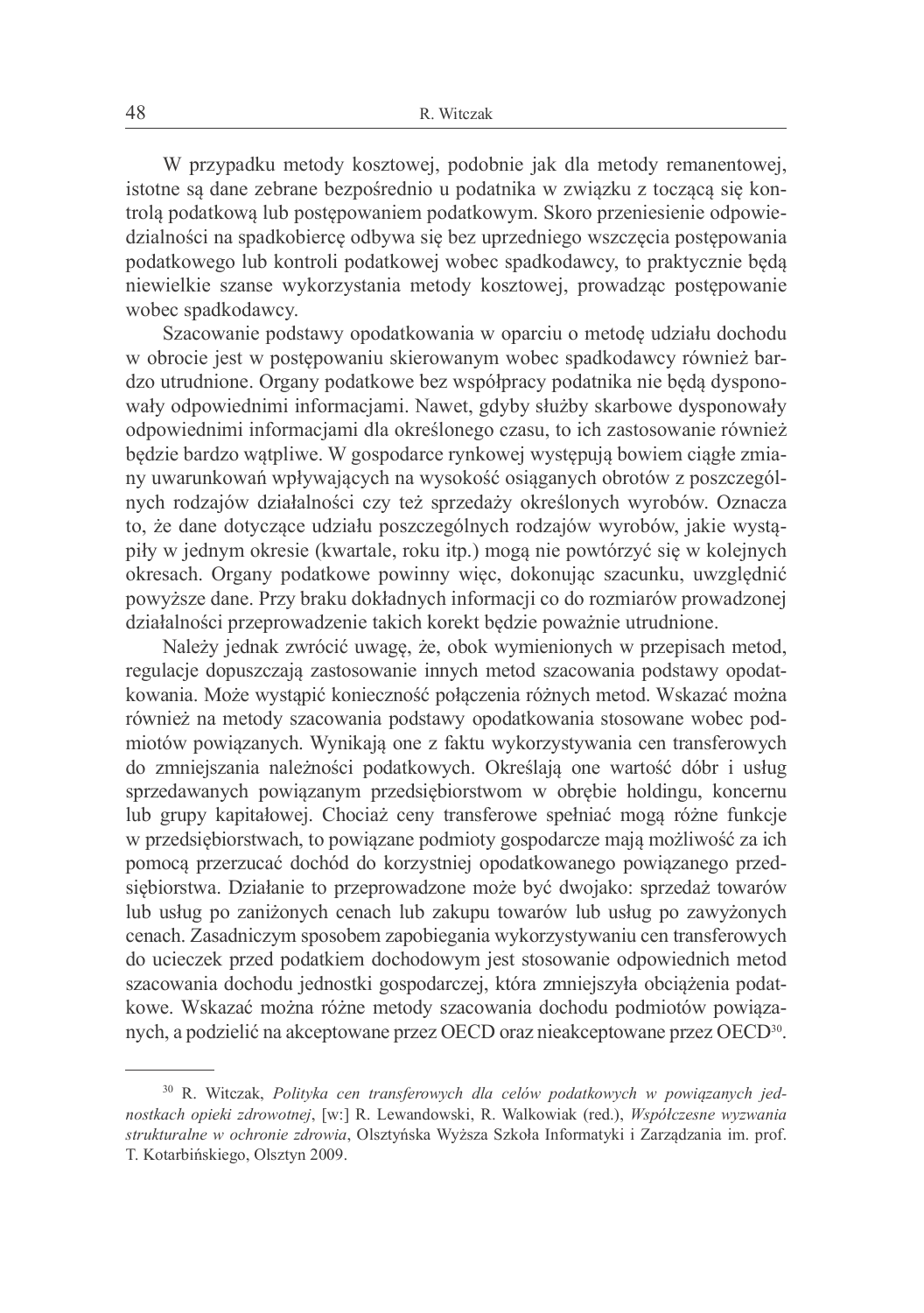W przypadku metody kosztowej, podobnie jak dla metody remanentowej, istotne są dane zebrane bezpośrednio u podatnika w związku z toczącą się kontrolą podatkową lub postępowaniem podatkowym. Skoro przeniesienie odpowiedzialności na spadkobiercę odbywa się bez uprzedniego wszczęcia postępowania podatkowego lub kontroli podatkowej wobec spadkodawcy, to praktycznie będą niewielkie szanse wykorzystania metody kosztowej, prowadząc postępowanie wobec spadkodawcy.

Szacowanie podstawy opodatkowania w oparciu o metodę udziału dochodu w obrocie jest w postępowaniu skierowanym wobec spadkodawcy również bardzo utrudnione. Organy podatkowe bez współpracy podatnika nie będą dysponowały odpowiednimi informacjami. Nawet, gdyby służby skarbowe dysponowały odpowiednimi informacjami dla określonego czasu, to ich zastosowanie również będzie bardzo wątpliwe. W gospodarce rynkowej występują bowiem ciągłe zmiany uwarunkowań wpływających na wysokość osiąganych obrotów z poszczególnych rodzajów działalności czy też sprzedaży określonych wyrobów. Oznacza to, że dane dotyczące udziału poszczególnych rodzajów wyrobów, jakie wystąpiły w jednym okresie (kwartale, roku itp.) mogą nie powtórzyć się w kolejnych okresach. Organy podatkowe powinny więc, dokonując szacunku, uwzględnić powyższe dane. Przy braku dokładnych informacji co do rozmiarów prowadzonej działalności przeprowadzenie takich korekt będzie poważnie utrudnione.

Należy jednak zwrócić uwagę, że, obok wymienionych w przepisach metod, regulacje dopuszczają zastosowanie innych metod szacowania podstawy opodatkowania. Może wystąpić konieczność połączenia różnych metod. Wskazać można również na metody szacowania podstawy opodatkowania stosowane wobec podmiotów powiązanych. Wynikają one z faktu wykorzystywania cen transferowych do zmniejszania należności podatkowych. Określają one wartość dóbr i usług sprzedawanych powiązanym przedsiębiorstwom w obrębie holdingu, koncernu lub grupy kapitałowej. Chociaż ceny transferowe spełniać mogą różne funkcje w przedsiębiorstwach, to powiązane podmioty gospodarcze mają możliwość za ich pomocą przerzucać dochód do korzystniej opodatkowanego powiązanego przedsiębiorstwa. Działanie to przeprowadzone może być dwojako: sprzedaż towarów lub usług po zaniżonych cenach lub zakupu towarów lub usług po zawyżonych cenach. Zasadniczym sposobem zapobiegania wykorzystywaniu cen transferowych do ucieczek przed podatkiem dochodowym jest stosowanie odpowiednich metod szacowania dochodu jednostki gospodarczej, która zmniejszyła obciążenia podatkowe. Wskazać można różne metody szacowania dochodu podmiotów powiązanych, a podzielić na akceptowane przez OECD oraz nieakceptowane przez OECD[30].

---

[30] R. Witczak, *Polityka cen transferowych dla celów podatkowych w powiązanych jednostkach opieki zdrowotnej*, [w:] R. Lewandowski, R. Walkowiak (red.), *Współczesne wyzwania strukturalne w ochronie zdrowia*, Olsztyńska Wyższa Szkoła Informatyki i Zarządzania im. prof. T. Kotarbińskiego, Olsztyn 2009.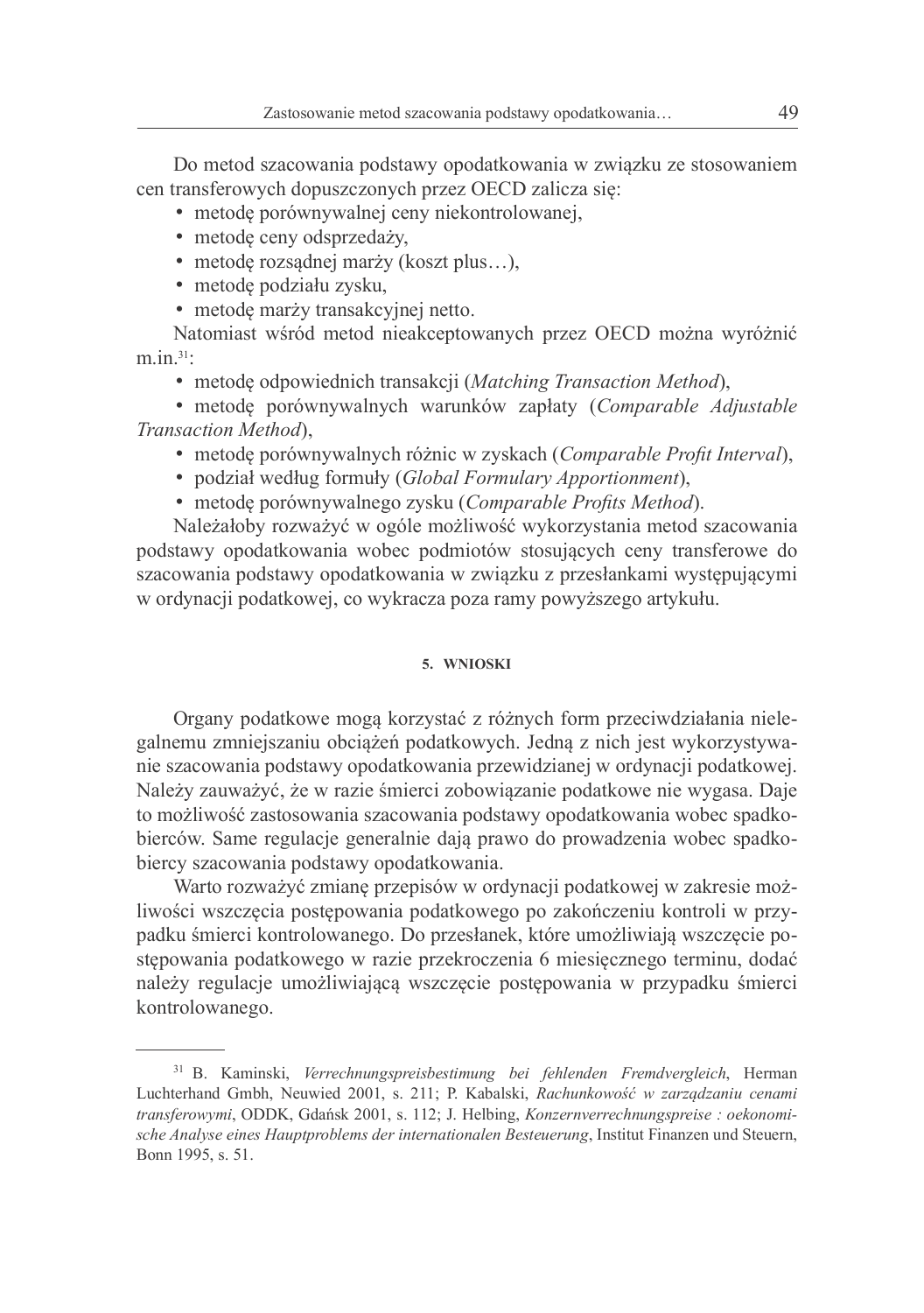Do metod szacowania podstawy opodatkowania w związku ze stosowaniem cen transferowych dopuszczonych przez OECD zalicza się:

- metodę porównywalnej ceny niekontrolowanej,
- metodę ceny odsprzedaży,
- metodę rozsądnej marży (koszt plus…),
- metodę podziału zysku,
- metodę marży transakcyjnej netto.

Natomiast wśród metod nieakceptowanych przez OECD można wyróżnić m.in.[31]:

- metodę odpowiednich transakcji (*Matching Transaction Method*),
- metodę porównywalnych warunków zapłaty (*Comparable Adjustable Transaction Method*),
- metodę porównywalnych różnic w zyskach (*Comparable Profit Interval*),
- podział według formuły (*Global Formulary Apportionment*),
- metodę porównywalnego zysku (*Comparable Profits Method*).

Należałoby rozważyć w ogóle możliwość wykorzystania metod szacowania podstawy opodatkowania wobec podmiotów stosujących ceny transferowe do szacowania podstawy opodatkowania w związku z przesłankami występującymi w ordynacji podatkowej, co wykracza poza ramy powyższego artykułu.

## 5. WNIOSKI

Organy podatkowe mogą korzystać z różnych form przeciwdziałania nielegalnemu zmniejszaniu obciążeń podatkowych. Jedną z nich jest wykorzystywanie szacowania podstawy opodatkowania przewidzianej w ordynacji podatkowej. Należy zauważyć, że w razie śmierci zobowiązanie podatkowe nie wygasa. Daje to możliwość zastosowania szacowania podstawy opodatkowania wobec spadkobierców. Same regulacje generalnie dają prawo do prowadzenia wobec spadkobiercy szacowania podstawy opodatkowania.

Warto rozważyć zmianę przepisów w ordynacji podatkowej w zakresie możliwości wszczęcia postępowania podatkowego po zakończeniu kontroli w przypadku śmierci kontrolowanego. Do przesłanek, które umożliwiają wszczęcie postępowania podatkowego w razie przekroczenia 6 miesięcznego terminu, dodać należy regulacje umożliwiającą wszczęcie postępowania w przypadku śmierci kontrolowanego.

---

[31] B. Kaminski, *Verrechnungspreisbestimung bei fehlenden Fremdvergleich*, Herman Luchterhand Gmbh, Neuwied 2001, s. 211; P. Kabalski, *Rachunkowość w zarządzaniu cenami transferowymi*, ODDK, Gdańsk 2001, s. 112; J. Helbing, *Konzernverrechnungspreise : oekonomische Analyse eines Hauptproblems der internationalen Besteuerung*, Institut Finanzen und Steuern, Bonn 1995, s. 51.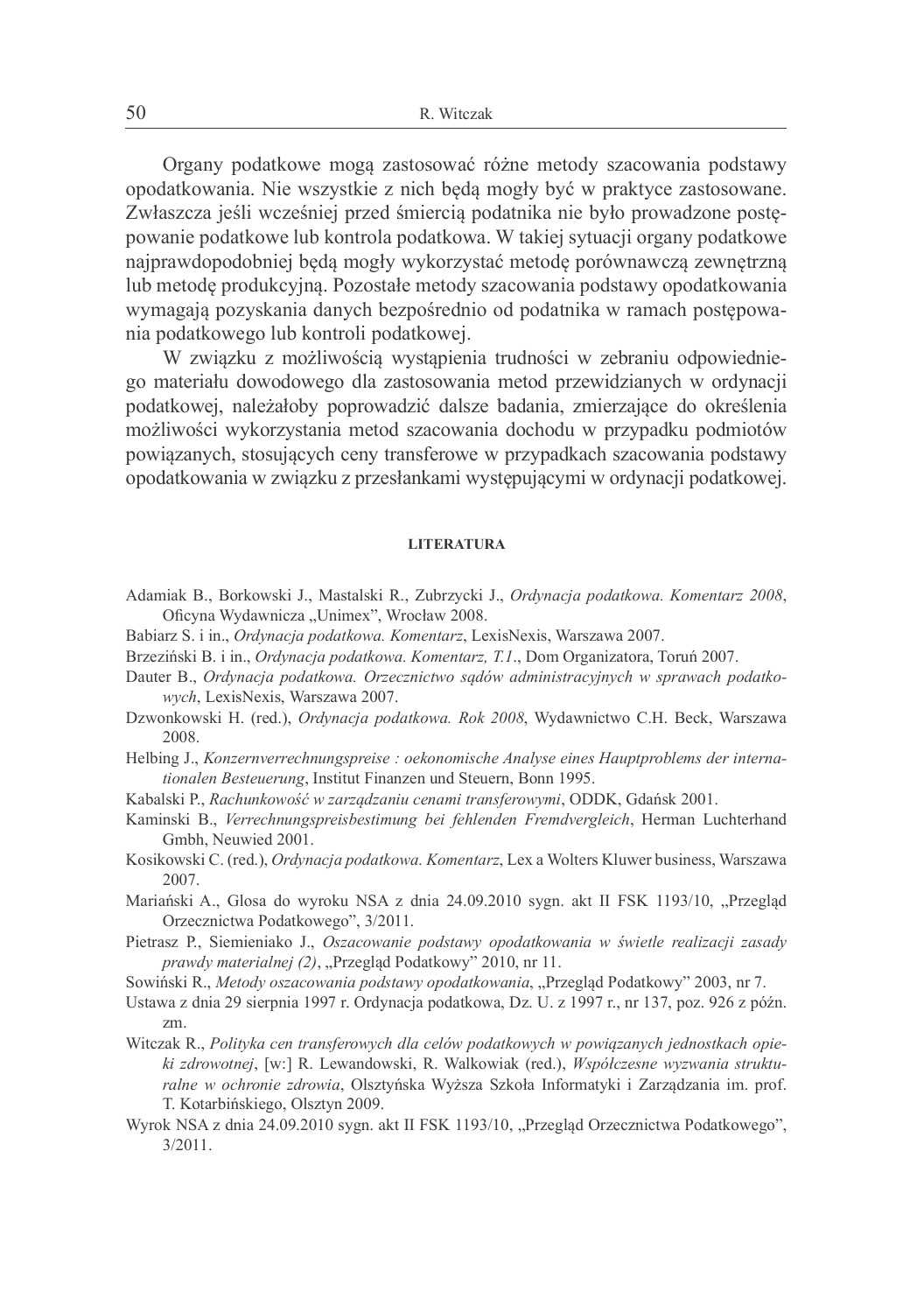Organy podatkowe mogą zastosować różne metody szacowania podstawy opodatkowania. Nie wszystkie z nich będą mogły być w praktyce zastosowane. Zwłaszcza jeśli wcześniej przed śmiercią podatnika nie było prowadzone postępowanie podatkowe lub kontrola podatkowa. W takiej sytuacji organy podatkowe najprawdopodobniej będą mogły wykorzystać metodę porównawczą zewnętrzną lub metodę produkcyjną. Pozostałe metody szacowania podstawy opodatkowania wymagają pozyskania danych bezpośrednio od podatnika w ramach postępowania podatkowego lub kontroli podatkowej.

W związku z możliwością wystąpienia trudności w zebraniu odpowiedniego materiału dowodowego dla zastosowania metod przewidzianych w ordynacji podatkowej, należałoby poprowadzić dalsze badania, zmierzające do określenia możliwości wykorzystania metod szacowania dochodu w przypadku podmiotów powiązanych, stosujących ceny transferowe w przypadkach szacowania podstawy opodatkowania w związku z przesłankami występującymi w ordynacji podatkowej.

## LITERATURA

Adamiak B., Borkowski J., Mastalski R., Zubrzycki J., *Ordynacja podatkowa. Komentarz 2008*, Oficyna Wydawnicza „Unimex", Wrocław 2008.

Babiarz S. i in., *Ordynacja podatkowa. Komentarz*, LexisNexis, Warszawa 2007.

Brzeziński B. i in., *Ordynacja podatkowa. Komentarz, T.1*., Dom Organizatora, Toruń 2007.

Dauter B., *Ordynacja podatkowa. Orzecznictwo sądów administracyjnych w sprawach podatkowych*, LexisNexis, Warszawa 2007.

Dzwonkowski H. (red.), *Ordynacja podatkowa. Rok 2008*, Wydawnictwo C.H. Beck, Warszawa 2008.

Helbing J., *Konzernverrechnungspreise : oekonomische Analyse eines Hauptproblems der internationalen Besteuerung*, Institut Finanzen und Steuern, Bonn 1995.

Kabalski P., *Rachunkowość w zarządzaniu cenami transferowymi*, ODDK, Gdańsk 2001.

Kaminski B., *Verrechnungspreisbestimung bei fehlenden Fremdvergleich*, Herman Luchterhand Gmbh, Neuwied 2001.

Kosikowski C. (red.), *Ordynacja podatkowa. Komentarz*, Lex a Wolters Kluwer business, Warszawa 2007.

Mariański A., Glosa do wyroku NSA z dnia 24.09.2010 sygn. akt II FSK 1193/10, „Przegląd Orzecznictwa Podatkowego", 3/2011.

Pietrasz P., Siemieniako J., *Oszacowanie podstawy opodatkowania w świetle realizacji zasady prawdy materialnej (2)*, „Przegląd Podatkowy" 2010, nr 11.

Sowiński R., *Metody oszacowania podstawy opodatkowania*, „Przegląd Podatkowy" 2003, nr 7.

Ustawa z dnia 29 sierpnia 1997 r. Ordynacja podatkowa, Dz. U. z 1997 r., nr 137, poz. 926 z późn. zm.

Witczak R., *Polityka cen transferowych dla celów podatkowych w powiązanych jednostkach opieki zdrowotnej*, [w:] R. Lewandowski, R. Walkowiak (red.), *Współczesne wyzwania strukturalne w ochronie zdrowia*, Olsztyńska Wyższa Szkoła Informatyki i Zarządzania im. prof. T. Kotarbińskiego, Olsztyn 2009.

Wyrok NSA z dnia 24.09.2010 sygn. akt II FSK 1193/10, „Przegląd Orzecznictwa Podatkowego", 3/2011.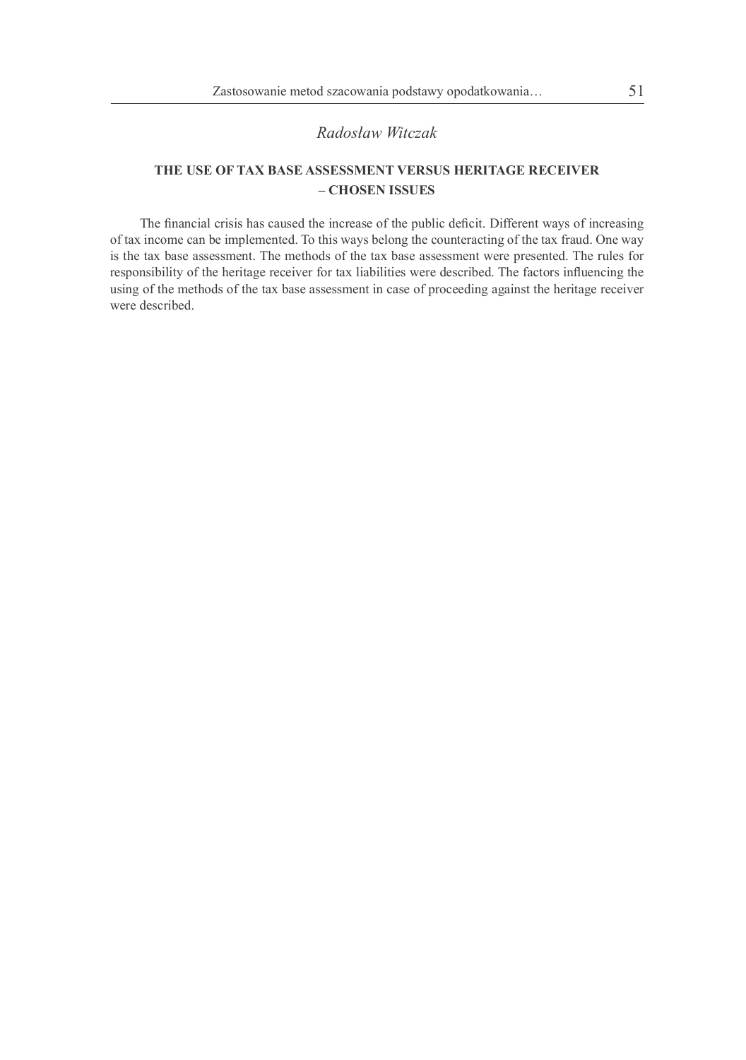*Radosław Witczak*

## THE USE OF TAX BASE ASSESSMENT VERSUS HERITAGE RECEIVER – CHOSEN ISSUES

The financial crisis has caused the increase of the public deficit. Different ways of increasing of tax income can be implemented. To this ways belong the counteracting of the tax fraud. One way is the tax base assessment. The methods of the tax base assessment were presented. The rules for responsibility of the heritage receiver for tax liabilities were described. The factors influencing the using of the methods of the tax base assessment in case of proceeding against the heritage receiver were described.